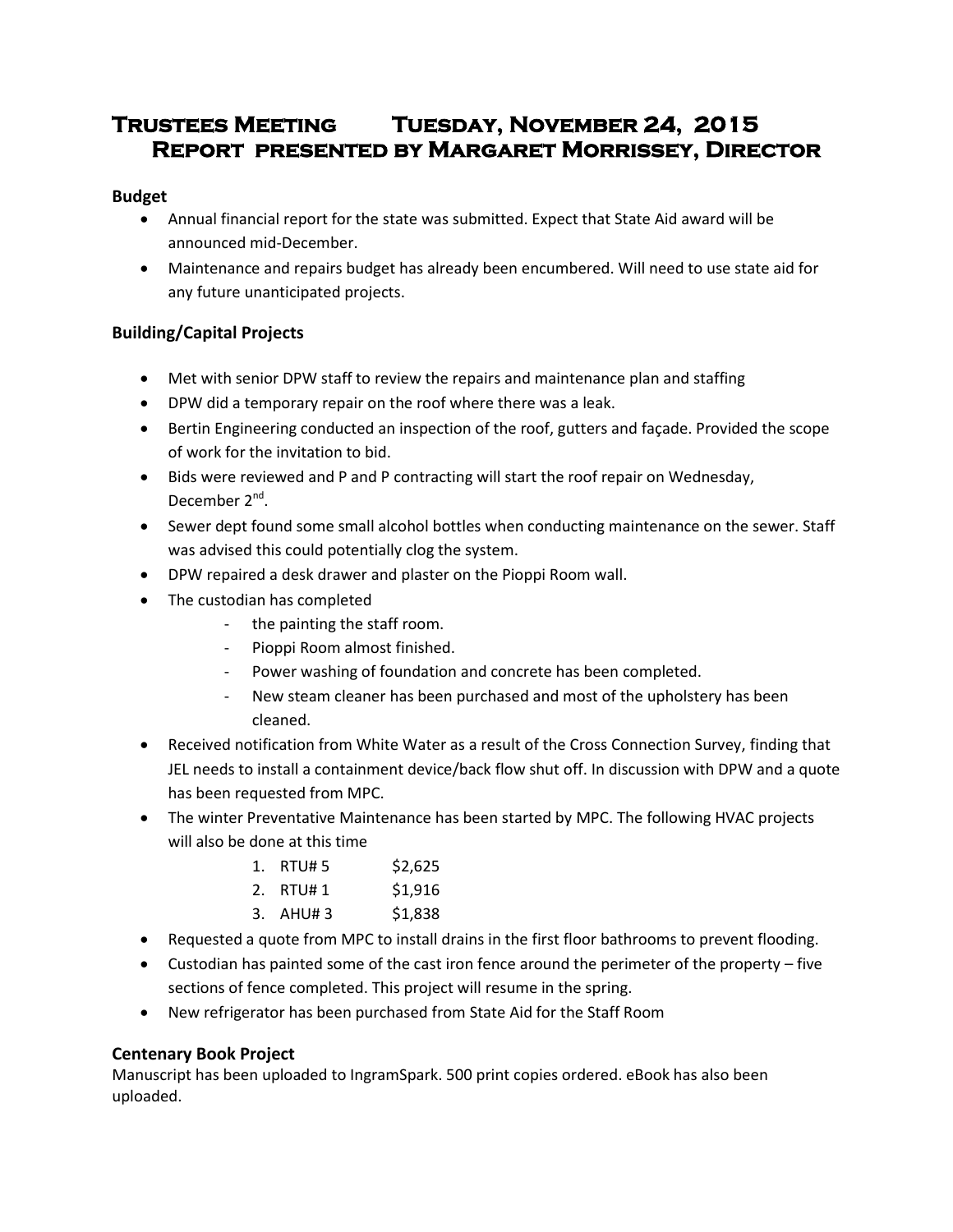# Trustees Meeting Tuesday, November 24, 2015
# Report presented by Margaret Morrissey, Director

**Budget**

- Annual financial report for the state was submitted. Expect that State Aid award will be announced mid-December.
- Maintenance and repairs budget has already been encumbered. Will need to use state aid for any future unanticipated projects.

**Building/Capital Projects**

- Met with senior DPW staff to review the repairs and maintenance plan and staffing
- DPW did a temporary repair on the roof where there was a leak.
- Bertin Engineering conducted an inspection of the roof, gutters and façade. Provided the scope of work for the invitation to bid.
- Bids were reviewed and P and P contracting will start the roof repair on Wednesday, December 2nd.
- Sewer dept found some small alcohol bottles when conducting maintenance on the sewer. Staff was advised this could potentially clog the system.
- DPW repaired a desk drawer and plaster on the Pioppi Room wall.
- The custodian has completed
  - the painting the staff room.
  - Pioppi Room almost finished.
  - Power washing of foundation and concrete has been completed.
  - New steam cleaner has been purchased and most of the upholstery has been cleaned.
- Received notification from White Water as a result of the Cross Connection Survey, finding that JEL needs to install a containment device/back flow shut off. In discussion with DPW and a quote has been requested from MPC.
- The winter Preventative Maintenance has been started by MPC. The following HVAC projects will also be done at this time
  1. RTU# 5 $2,625
  2. RTU# 1 $1,916
  3. AHU# 3 $1,838
- Requested a quote from MPC to install drains in the first floor bathrooms to prevent flooding.
- Custodian has painted some of the cast iron fence around the perimeter of the property – five sections of fence completed. This project will resume in the spring.
- New refrigerator has been purchased from State Aid for the Staff Room

**Centenary Book Project**

Manuscript has been uploaded to IngramSpark. 500 print copies ordered. eBook has also been uploaded.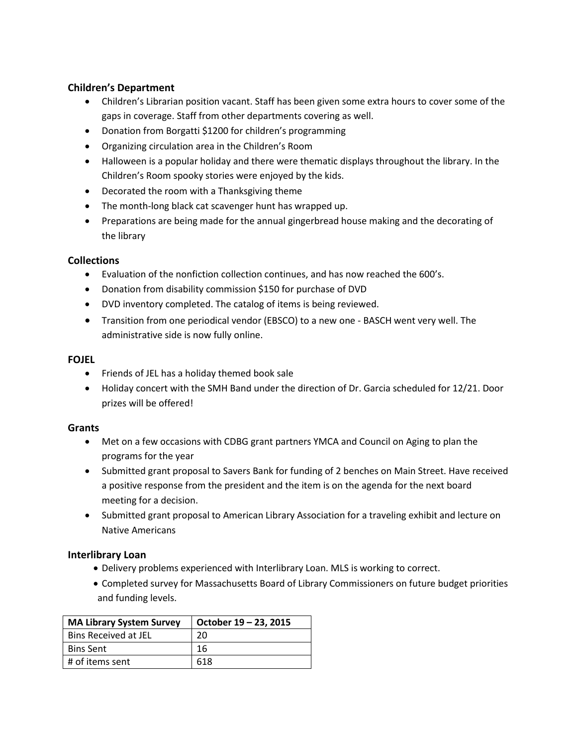### Children's Department

- Children's Librarian position vacant. Staff has been given some extra hours to cover some of the gaps in coverage. Staff from other departments covering as well.
- Donation from Borgatti $1200 for children's programming
- Organizing circulation area in the Children's Room
- Halloween is a popular holiday and there were thematic displays throughout the library. In the Children's Room spooky stories were enjoyed by the kids.
- Decorated the room with a Thanksgiving theme
- The month-long black cat scavenger hunt has wrapped up.
- Preparations are being made for the annual gingerbread house making and the decorating of the library

### Collections

- Evaluation of the nonfiction collection continues, and has now reached the 600's.
- Donation from disability commission $150 for purchase of DVD
- DVD inventory completed. The catalog of items is being reviewed.
- Transition from one periodical vendor (EBSCO) to a new one - BASCH went very well. The administrative side is now fully online.

### FOJEL

- Friends of JEL has a holiday themed book sale
- Holiday concert with the SMH Band under the direction of Dr. Garcia scheduled for 12/21. Door prizes will be offered!

### Grants

- Met on a few occasions with CDBG grant partners YMCA and Council on Aging to plan the programs for the year
- Submitted grant proposal to Savers Bank for funding of 2 benches on Main Street. Have received a positive response from the president and the item is on the agenda for the next board meeting for a decision.
- Submitted grant proposal to American Library Association for a traveling exhibit and lecture on Native Americans

### Interlibrary Loan

- Delivery problems experienced with Interlibrary Loan. MLS is working to correct.
- Completed survey for Massachusetts Board of Library Commissioners on future budget priorities and funding levels.

| MA Library System Survey | October 19 – 23, 2015 |
|---|---|
| Bins Received at JEL | 20 |
| Bins Sent | 16 |
| # of items sent | 618 |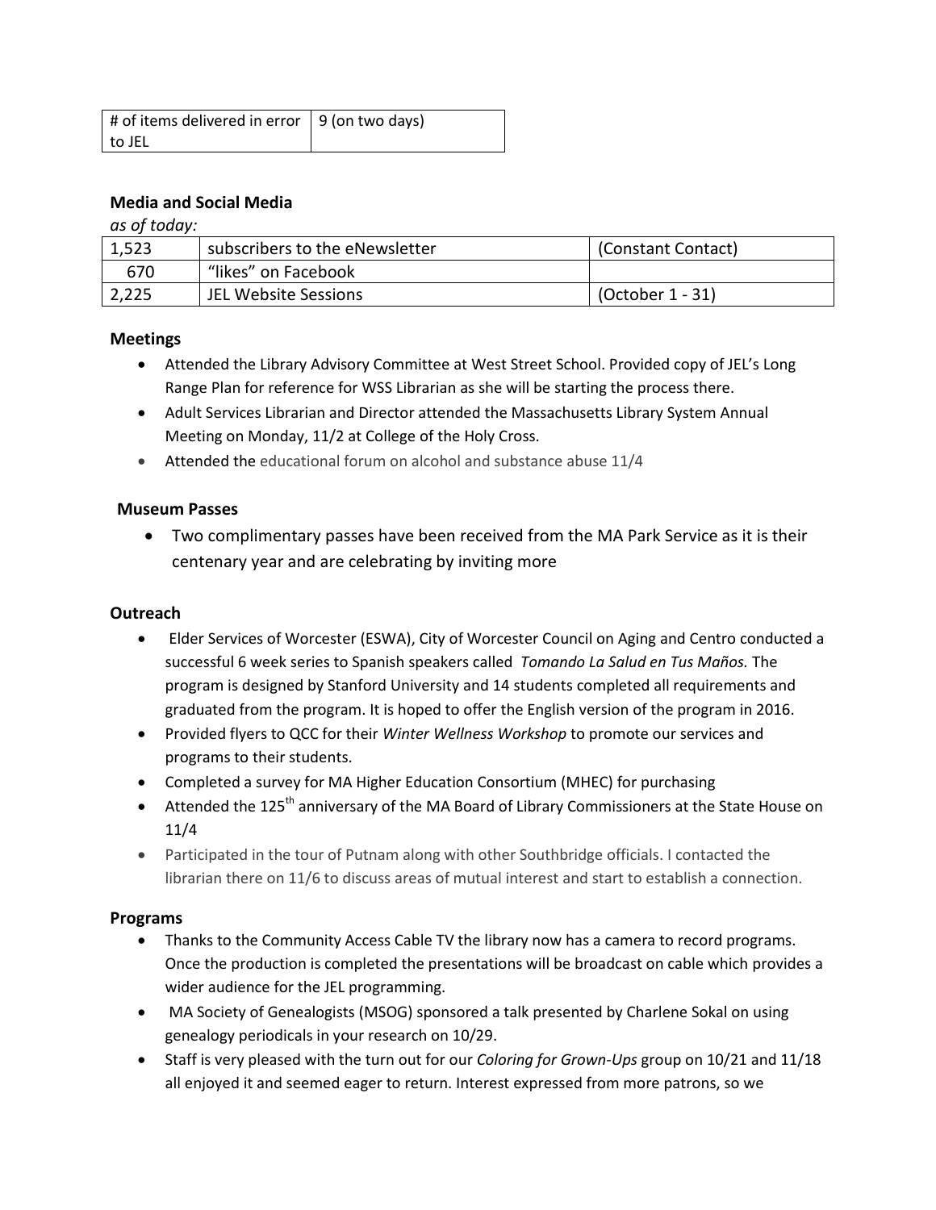| # of items delivered in error to JEL | 9 (on two days) |
|---|---|

**Media and Social Media**

*as of today:*

| 1,523 | subscribers to the eNewsletter | (Constant Contact) |
|---|---|---|
| 670 | "likes" on Facebook | |
| 2,225 | JEL Website Sessions | (October 1 - 31) |

**Meetings**

- Attended the Library Advisory Committee at West Street School. Provided copy of JEL's Long Range Plan for reference for WSS Librarian as she will be starting the process there.
- Adult Services Librarian and Director attended the Massachusetts Library System Annual Meeting on Monday, 11/2 at College of the Holy Cross.
- Attended the educational forum on alcohol and substance abuse 11/4

**Museum Passes**

- Two complimentary passes have been received from the MA Park Service as it is their centenary year and are celebrating by inviting more

**Outreach**

- Elder Services of Worcester (ESWA), City of Worcester Council on Aging and Centro conducted a successful 6 week series to Spanish speakers called *Tomando La Salud en Tus Maños.* The program is designed by Stanford University and 14 students completed all requirements and graduated from the program. It is hoped to offer the English version of the program in 2016.
- Provided flyers to QCC for their *Winter Wellness Workshop* to promote our services and programs to their students.
- Completed a survey for MA Higher Education Consortium (MHEC) for purchasing
- Attended the 125th anniversary of the MA Board of Library Commissioners at the State House on 11/4
- Participated in the tour of Putnam along with other Southbridge officials. I contacted the librarian there on 11/6 to discuss areas of mutual interest and start to establish a connection.

**Programs**

- Thanks to the Community Access Cable TV the library now has a camera to record programs. Once the production is completed the presentations will be broadcast on cable which provides a wider audience for the JEL programming.
- MA Society of Genealogists (MSOG) sponsored a talk presented by Charlene Sokal on using genealogy periodicals in your research on 10/29.
- Staff is very pleased with the turn out for our *Coloring for Grown-Ups* group on 10/21 and 11/18 all enjoyed it and seemed eager to return. Interest expressed from more patrons, so we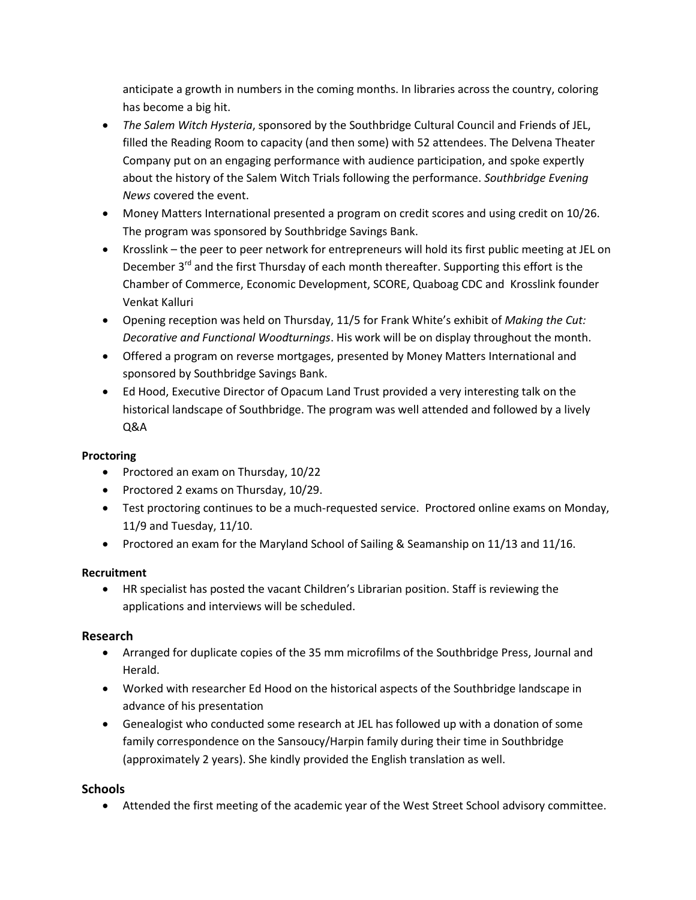anticipate a growth in numbers in the coming months. In libraries across the country, coloring has become a big hit.

- *The Salem Witch Hysteria*, sponsored by the Southbridge Cultural Council and Friends of JEL, filled the Reading Room to capacity (and then some) with 52 attendees. The Delvena Theater Company put on an engaging performance with audience participation, and spoke expertly about the history of the Salem Witch Trials following the performance. *Southbridge Evening News* covered the event.
- Money Matters International presented a program on credit scores and using credit on 10/26. The program was sponsored by Southbridge Savings Bank.
- Krosslink – the peer to peer network for entrepreneurs will hold its first public meeting at JEL on December 3rd and the first Thursday of each month thereafter. Supporting this effort is the Chamber of Commerce, Economic Development, SCORE, Quaboag CDC and Krosslink founder Venkat Kalluri
- Opening reception was held on Thursday, 11/5 for Frank White's exhibit of *Making the Cut: Decorative and Functional Woodturnings*. His work will be on display throughout the month.
- Offered a program on reverse mortgages, presented by Money Matters International and sponsored by Southbridge Savings Bank.
- Ed Hood, Executive Director of Opacum Land Trust provided a very interesting talk on the historical landscape of Southbridge. The program was well attended and followed by a lively Q&A

**Proctoring**

- Proctored an exam on Thursday, 10/22
- Proctored 2 exams on Thursday, 10/29.
- Test proctoring continues to be a much-requested service. Proctored online exams on Monday, 11/9 and Tuesday, 11/10.
- Proctored an exam for the Maryland School of Sailing & Seamanship on 11/13 and 11/16.

**Recruitment**

- HR specialist has posted the vacant Children's Librarian position. Staff is reviewing the applications and interviews will be scheduled.

## Research

- Arranged for duplicate copies of the 35 mm microfilms of the Southbridge Press, Journal and Herald.
- Worked with researcher Ed Hood on the historical aspects of the Southbridge landscape in advance of his presentation
- Genealogist who conducted some research at JEL has followed up with a donation of some family correspondence on the Sansoucy/Harpin family during their time in Southbridge (approximately 2 years). She kindly provided the English translation as well.

## Schools

- Attended the first meeting of the academic year of the West Street School advisory committee.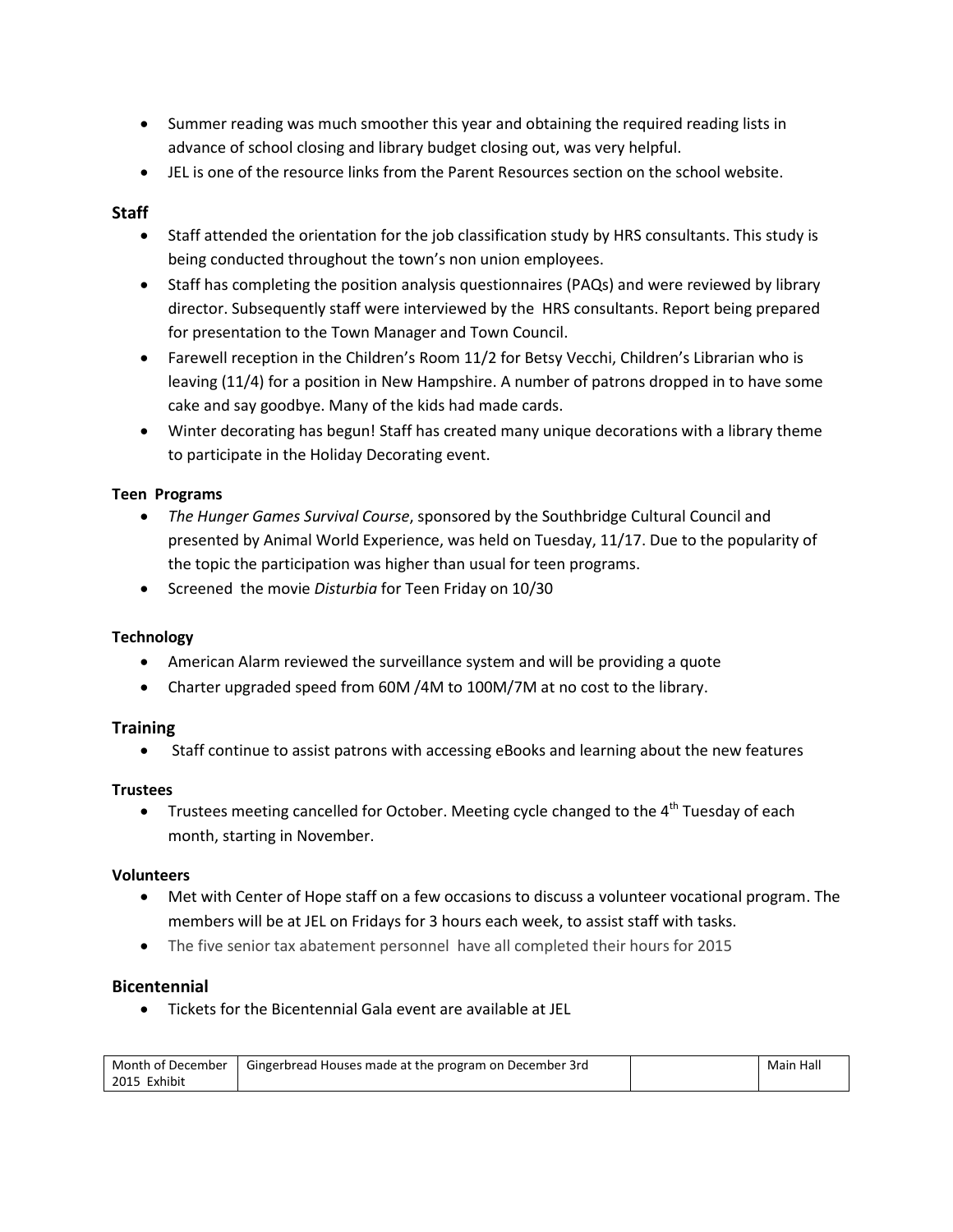- Summer reading was much smoother this year and obtaining the required reading lists in advance of school closing and library budget closing out, was very helpful.
- JEL is one of the resource links from the Parent Resources section on the school website.

## Staff

- Staff attended the orientation for the job classification study by HRS consultants. This study is being conducted throughout the town's non union employees.
- Staff has completing the position analysis questionnaires (PAQs) and were reviewed by library director. Subsequently staff were interviewed by the HRS consultants. Report being prepared for presentation to the Town Manager and Town Council.
- Farewell reception in the Children's Room 11/2 for Betsy Vecchi, Children's Librarian who is leaving (11/4) for a position in New Hampshire. A number of patrons dropped in to have some cake and say goodbye. Many of the kids had made cards.
- Winter decorating has begun! Staff has created many unique decorations with a library theme to participate in the Holiday Decorating event.

### Teen Programs

- *The Hunger Games Survival Course*, sponsored by the Southbridge Cultural Council and presented by Animal World Experience, was held on Tuesday, 11/17. Due to the popularity of the topic the participation was higher than usual for teen programs.
- Screened the movie *Disturbia* for Teen Friday on 10/30

### Technology

- American Alarm reviewed the surveillance system and will be providing a quote
- Charter upgraded speed from 60M /4M to 100M/7M at no cost to the library.

## Training

- Staff continue to assist patrons with accessing eBooks and learning about the new features

### Trustees

- Trustees meeting cancelled for October. Meeting cycle changed to the 4th Tuesday of each month, starting in November.

### Volunteers

- Met with Center of Hope staff on a few occasions to discuss a volunteer vocational program. The members will be at JEL on Fridays for 3 hours each week, to assist staff with tasks.
- The five senior tax abatement personnel have all completed their hours for 2015

## Bicentennial

- Tickets for the Bicentennial Gala event are available at JEL

| Month of December 2015 Exhibit | Gingerbread Houses made at the program on December 3rd | | Main Hall |
|---|---|---|---|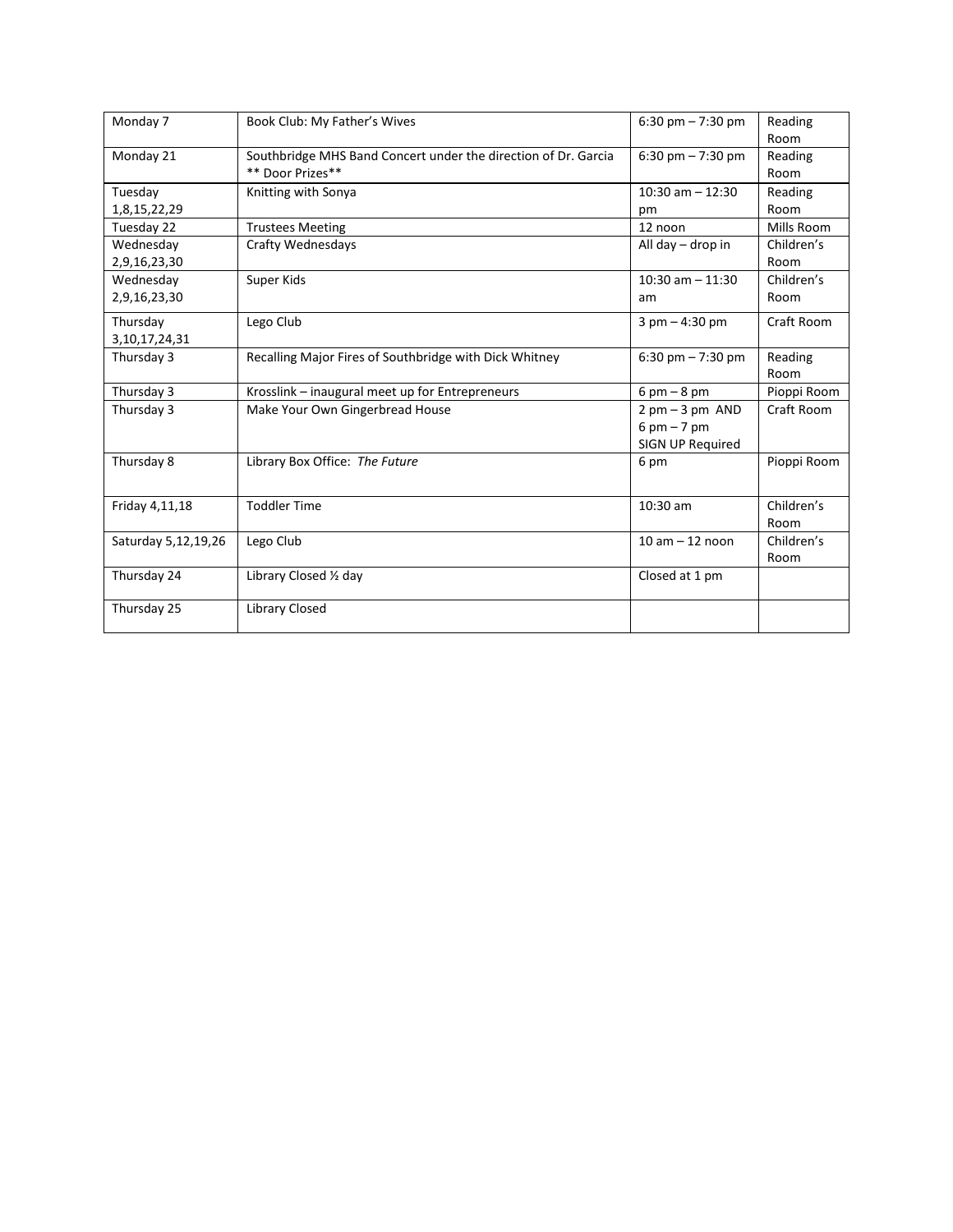| | | | |
|---|---|---|---|
| Monday 7 | Book Club: My Father's Wives | 6:30 pm – 7:30 pm | Reading Room |
| Monday 21 | Southbridge MHS Band Concert under the direction of Dr. Garcia ** Door Prizes** | 6:30 pm – 7:30 pm | Reading Room |
| Tuesday 1,8,15,22,29 | Knitting with Sonya | 10:30 am – 12:30 pm | Reading Room |
| Tuesday 22 | Trustees Meeting | 12 noon | Mills Room |
| Wednesday 2,9,16,23,30 | Crafty Wednesdays | All day – drop in | Children's Room |
| Wednesday 2,9,16,23,30 | Super Kids | 10:30 am – 11:30 am | Children's Room |
| Thursday 3,10,17,24,31 | Lego Club | 3 pm – 4:30 pm | Craft Room |
| Thursday 3 | Recalling Major Fires of Southbridge with Dick Whitney | 6:30 pm – 7:30 pm | Reading Room |
| Thursday 3 | Krosslink – inaugural meet up for Entrepreneurs | 6 pm – 8 pm | Pioppi Room |
| Thursday 3 | Make Your Own Gingerbread House | 2 pm – 3 pm AND 6 pm – 7 pm SIGN UP Required | Craft Room |
| Thursday 8 | Library Box Office: *The Future* | 6 pm | Pioppi Room |
| Friday 4,11,18 | Toddler Time | 10:30 am | Children's Room |
| Saturday 5,12,19,26 | Lego Club | 10 am – 12 noon | Children's Room |
| Thursday 24 | Library Closed ½ day | Closed at 1 pm | |
| Thursday 25 | Library Closed | | |